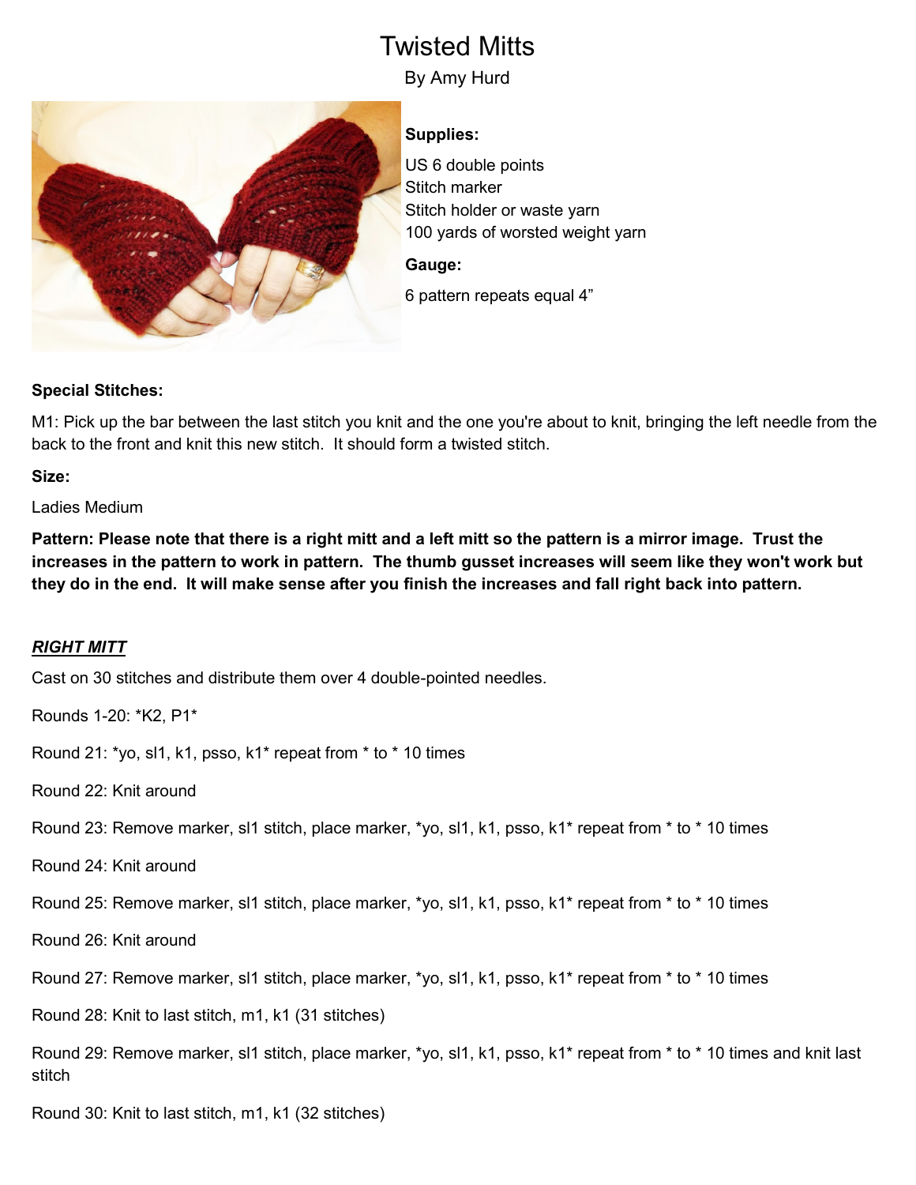# Twisted Mitts

By Amy Hurd

**Supplies:**

US 6 double points
Stitch marker
Stitch holder or waste yarn
100 yards of worsted weight yarn

**Gauge:**

6 pattern repeats equal 4"

**Special Stitches:**

M1: Pick up the bar between the last stitch you knit and the one you're about to knit, bringing the left needle from the back to the front and knit this new stitch. It should form a twisted stitch.

**Size:**

Ladies Medium

**Pattern: Please note that there is a right mitt and a left mitt so the pattern is a mirror image. Trust the increases in the pattern to work in pattern. The thumb gusset increases will seem like they won't work but they do in the end. It will make sense after you finish the increases and fall right back into pattern.**

## ***RIGHT MITT***

Cast on 30 stitches and distribute them over 4 double-pointed needles.

Rounds 1-20: *K2, P1*

Round 21: *yo, sl1, k1, psso, k1* repeat from * to * 10 times

Round 22: Knit around

Round 23: Remove marker, sl1 stitch, place marker, *yo, sl1, k1, psso, k1* repeat from * to * 10 times

Round 24: Knit around

Round 25: Remove marker, sl1 stitch, place marker, *yo, sl1, k1, psso, k1* repeat from * to * 10 times

Round 26: Knit around

Round 27: Remove marker, sl1 stitch, place marker, *yo, sl1, k1, psso, k1* repeat from * to * 10 times

Round 28: Knit to last stitch, m1, k1 (31 stitches)

Round 29: Remove marker, sl1 stitch, place marker, *yo, sl1, k1, psso, k1* repeat from * to * 10 times and knit last stitch

Round 30: Knit to last stitch, m1, k1 (32 stitches)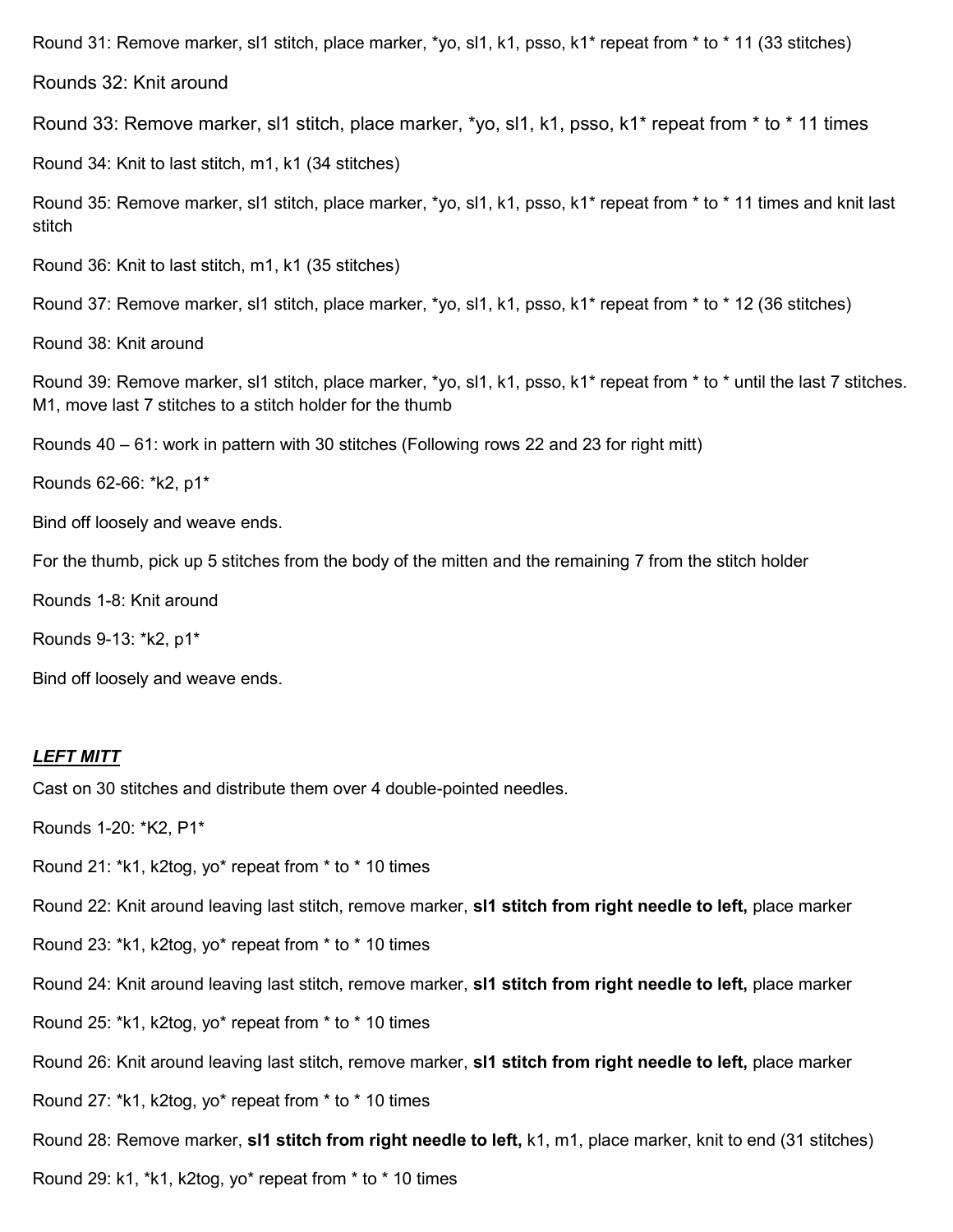Round 31: Remove marker, sl1 stitch, place marker, *yo, sl1, k1, psso, k1* repeat from * to * 11 (33 stitches)

Rounds 32: Knit around

Round 33: Remove marker, sl1 stitch, place marker, *yo, sl1, k1, psso, k1* repeat from * to * 11 times

Round 34: Knit to last stitch, m1, k1 (34 stitches)

Round 35: Remove marker, sl1 stitch, place marker, *yo, sl1, k1, psso, k1* repeat from * to * 11 times and knit last stitch

Round 36: Knit to last stitch, m1, k1 (35 stitches)

Round 37: Remove marker, sl1 stitch, place marker, *yo, sl1, k1, psso, k1* repeat from * to * 12 (36 stitches)

Round 38: Knit around

Round 39: Remove marker, sl1 stitch, place marker, *yo, sl1, k1, psso, k1* repeat from * to * until the last 7 stitches. M1, move last 7 stitches to a stitch holder for the thumb

Rounds 40 – 61: work in pattern with 30 stitches (Following rows 22 and 23 for right mitt)

Rounds 62-66: *k2, p1*

Bind off loosely and weave ends.

For the thumb, pick up 5 stitches from the body of the mitten and the remaining 7 from the stitch holder

Rounds 1-8: Knit around

Rounds 9-13: *k2, p1*

Bind off loosely and weave ends.

## ***LEFT MITT***

Cast on 30 stitches and distribute them over 4 double-pointed needles.

Rounds 1-20: *K2, P1*

Round 21: *k1, k2tog, yo* repeat from * to * 10 times

Round 22: Knit around leaving last stitch, remove marker, **sl1 stitch from right needle to left,** place marker

Round 23: *k1, k2tog, yo* repeat from * to * 10 times

Round 24: Knit around leaving last stitch, remove marker, **sl1 stitch from right needle to left,** place marker

Round 25: *k1, k2tog, yo* repeat from * to * 10 times

Round 26: Knit around leaving last stitch, remove marker, **sl1 stitch from right needle to left,** place marker

Round 27: *k1, k2tog, yo* repeat from * to * 10 times

Round 28: Remove marker, **sl1 stitch from right needle to left,** k1, m1, place marker, knit to end (31 stitches)

Round 29: k1, *k1, k2tog, yo* repeat from * to * 10 times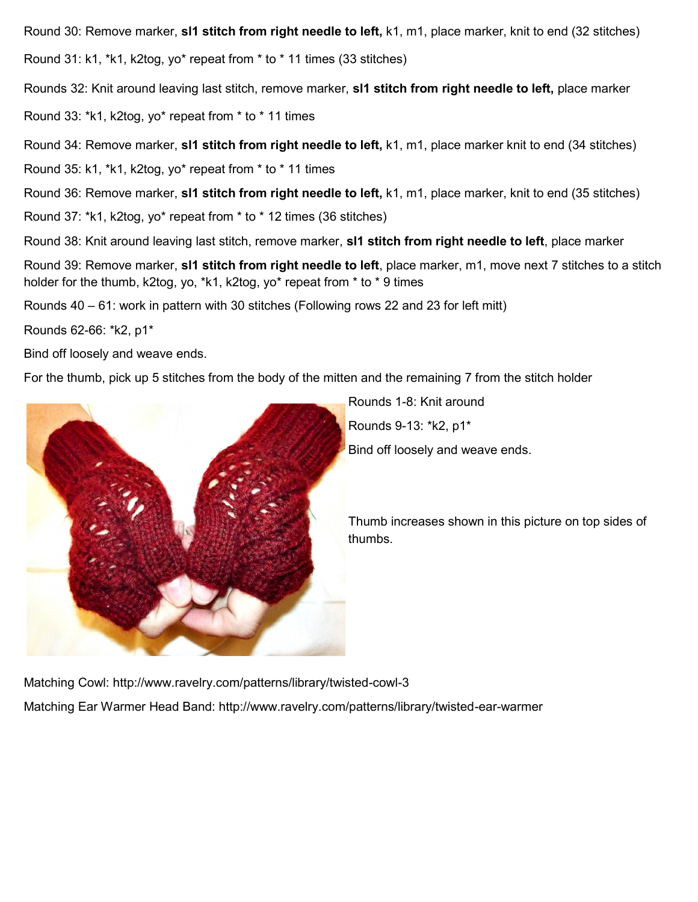Round 30: Remove marker, **sl1 stitch from right needle to left,** k1, m1, place marker, knit to end (32 stitches)

Round 31: k1, *k1, k2tog, yo* repeat from * to * 11 times (33 stitches)

Rounds 32: Knit around leaving last stitch, remove marker, **sl1 stitch from right needle to left,** place marker

Round 33: *k1, k2tog, yo* repeat from * to * 11 times

Round 34: Remove marker, **sl1 stitch from right needle to left,** k1, m1, place marker knit to end (34 stitches)

Round 35: k1, *k1, k2tog, yo* repeat from * to * 11 times

Round 36: Remove marker, **sl1 stitch from right needle to left,** k1, m1, place marker, knit to end (35 stitches)

Round 37: *k1, k2tog, yo* repeat from * to * 12 times (36 stitches)

Round 38: Knit around leaving last stitch, remove marker, **sl1 stitch from right needle to left**, place marker

Round 39: Remove marker, **sl1 stitch from right needle to left**, place marker, m1, move next 7 stitches to a stitch holder for the thumb, k2tog, yo, *k1, k2tog, yo* repeat from * to * 9 times

Rounds 40 – 61: work in pattern with 30 stitches (Following rows 22 and 23 for left mitt)

Rounds 62-66: *k2, p1*

Bind off loosely and weave ends.

For the thumb, pick up 5 stitches from the body of the mitten and the remaining 7 from the stitch holder

Rounds 1-8: Knit around

Rounds 9-13: *k2, p1*

Bind off loosely and weave ends.

Thumb increases shown in this picture on top sides of thumbs.

Matching Cowl: http://www.ravelry.com/patterns/library/twisted-cowl-3

Matching Ear Warmer Head Band: http://www.ravelry.com/patterns/library/twisted-ear-warmer